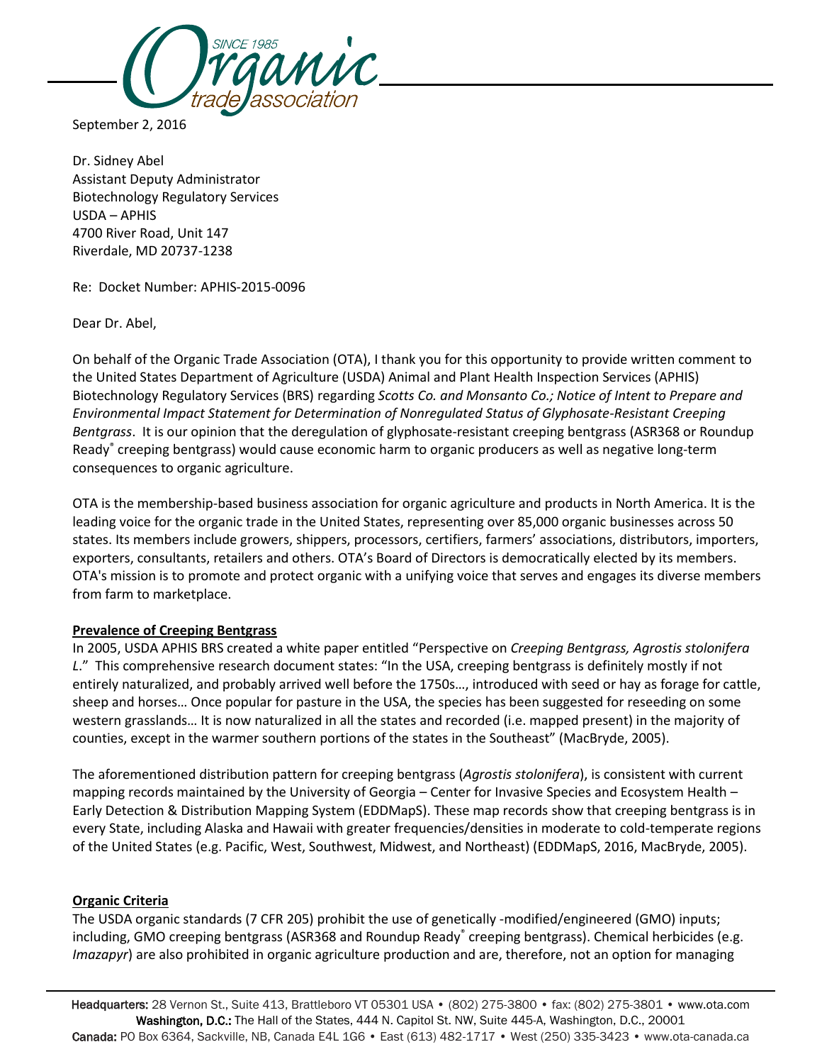September 2, 2016

Dr. Sidney Abel
Assistant Deputy Administrator
Biotechnology Regulatory Services
USDA – APHIS
4700 River Road, Unit 147
Riverdale, MD 20737-1238

Re: Docket Number: APHIS-2015-0096

Dear Dr. Abel,

On behalf of the Organic Trade Association (OTA), I thank you for this opportunity to provide written comment to the United States Department of Agriculture (USDA) Animal and Plant Health Inspection Services (APHIS) Biotechnology Regulatory Services (BRS) regarding *Scotts Co. and Monsanto Co.; Notice of Intent to Prepare and Environmental Impact Statement for Determination of Nonregulated Status of Glyphosate-Resistant Creeping Bentgrass*. It is our opinion that the deregulation of glyphosate-resistant creeping bentgrass (ASR368 or Roundup Ready® creeping bentgrass) would cause economic harm to organic producers as well as negative long-term consequences to organic agriculture.

OTA is the membership-based business association for organic agriculture and products in North America. It is the leading voice for the organic trade in the United States, representing over 85,000 organic businesses across 50 states. Its members include growers, shippers, processors, certifiers, farmers' associations, distributors, importers, exporters, consultants, retailers and others. OTA's Board of Directors is democratically elected by its members. OTA's mission is to promote and protect organic with a unifying voice that serves and engages its diverse members from farm to marketplace.

**Prevalence of Creeping Bentgrass**

In 2005, USDA APHIS BRS created a white paper entitled "Perspective on *Creeping Bentgrass, Agrostis stolonifera L*." This comprehensive research document states: "In the USA, creeping bentgrass is definitely mostly if not entirely naturalized, and probably arrived well before the 1750s…, introduced with seed or hay as forage for cattle, sheep and horses… Once popular for pasture in the USA, the species has been suggested for reseeding on some western grasslands… It is now naturalized in all the states and recorded (i.e. mapped present) in the majority of counties, except in the warmer southern portions of the states in the Southeast" (MacBryde, 2005).

The aforementioned distribution pattern for creeping bentgrass (*Agrostis stolonifera*), is consistent with current mapping records maintained by the University of Georgia – Center for Invasive Species and Ecosystem Health – Early Detection & Distribution Mapping System (EDDMapS). These map records show that creeping bentgrass is in every State, including Alaska and Hawaii with greater frequencies/densities in moderate to cold-temperate regions of the United States (e.g. Pacific, West, Southwest, Midwest, and Northeast) (EDDMapS, 2016, MacBryde, 2005).

**Organic Criteria**

The USDA organic standards (7 CFR 205) prohibit the use of genetically -modified/engineered (GMO) inputs; including, GMO creeping bentgrass (ASR368 and Roundup Ready® creeping bentgrass). Chemical herbicides (e.g. *Imazapyr*) are also prohibited in organic agriculture production and are, therefore, not an option for managing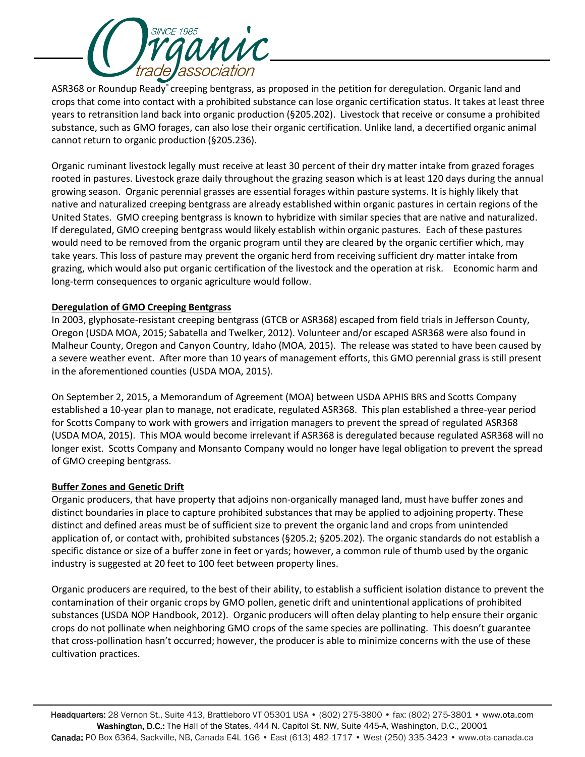ASR368 or Roundup Ready® creeping bentgrass, as proposed in the petition for deregulation. Organic land and crops that come into contact with a prohibited substance can lose organic certification status. It takes at least three years to retransition land back into organic production (§205.202). Livestock that receive or consume a prohibited substance, such as GMO forages, can also lose their organic certification. Unlike land, a decertified organic animal cannot return to organic production (§205.236).

Organic ruminant livestock legally must receive at least 30 percent of their dry matter intake from grazed forages rooted in pastures. Livestock graze daily throughout the grazing season which is at least 120 days during the annual growing season. Organic perennial grasses are essential forages within pasture systems. It is highly likely that native and naturalized creeping bentgrass are already established within organic pastures in certain regions of the United States. GMO creeping bentgrass is known to hybridize with similar species that are native and naturalized. If deregulated, GMO creeping bentgrass would likely establish within organic pastures. Each of these pastures would need to be removed from the organic program until they are cleared by the organic certifier which, may take years. This loss of pasture may prevent the organic herd from receiving sufficient dry matter intake from grazing, which would also put organic certification of the livestock and the operation at risk. Economic harm and long-term consequences to organic agriculture would follow.

**Deregulation of GMO Creeping Bentgrass**

In 2003, glyphosate-resistant creeping bentgrass (GTCB or ASR368) escaped from field trials in Jefferson County, Oregon (USDA MOA, 2015; Sabatella and Twelker, 2012). Volunteer and/or escaped ASR368 were also found in Malheur County, Oregon and Canyon Country, Idaho (MOA, 2015). The release was stated to have been caused by a severe weather event. After more than 10 years of management efforts, this GMO perennial grass is still present in the aforementioned counties (USDA MOA, 2015).

On September 2, 2015, a Memorandum of Agreement (MOA) between USDA APHIS BRS and Scotts Company established a 10-year plan to manage, not eradicate, regulated ASR368. This plan established a three-year period for Scotts Company to work with growers and irrigation managers to prevent the spread of regulated ASR368 (USDA MOA, 2015). This MOA would become irrelevant if ASR368 is deregulated because regulated ASR368 will no longer exist. Scotts Company and Monsanto Company would no longer have legal obligation to prevent the spread of GMO creeping bentgrass.

**Buffer Zones and Genetic Drift**

Organic producers, that have property that adjoins non-organically managed land, must have buffer zones and distinct boundaries in place to capture prohibited substances that may be applied to adjoining property. These distinct and defined areas must be of sufficient size to prevent the organic land and crops from unintended application of, or contact with, prohibited substances (§205.2; §205.202). The organic standards do not establish a specific distance or size of a buffer zone in feet or yards; however, a common rule of thumb used by the organic industry is suggested at 20 feet to 100 feet between property lines.

Organic producers are required, to the best of their ability, to establish a sufficient isolation distance to prevent the contamination of their organic crops by GMO pollen, genetic drift and unintentional applications of prohibited substances (USDA NOP Handbook, 2012). Organic producers will often delay planting to help ensure their organic crops do not pollinate when neighboring GMO crops of the same species are pollinating. This doesn't guarantee that cross-pollination hasn't occurred; however, the producer is able to minimize concerns with the use of these cultivation practices.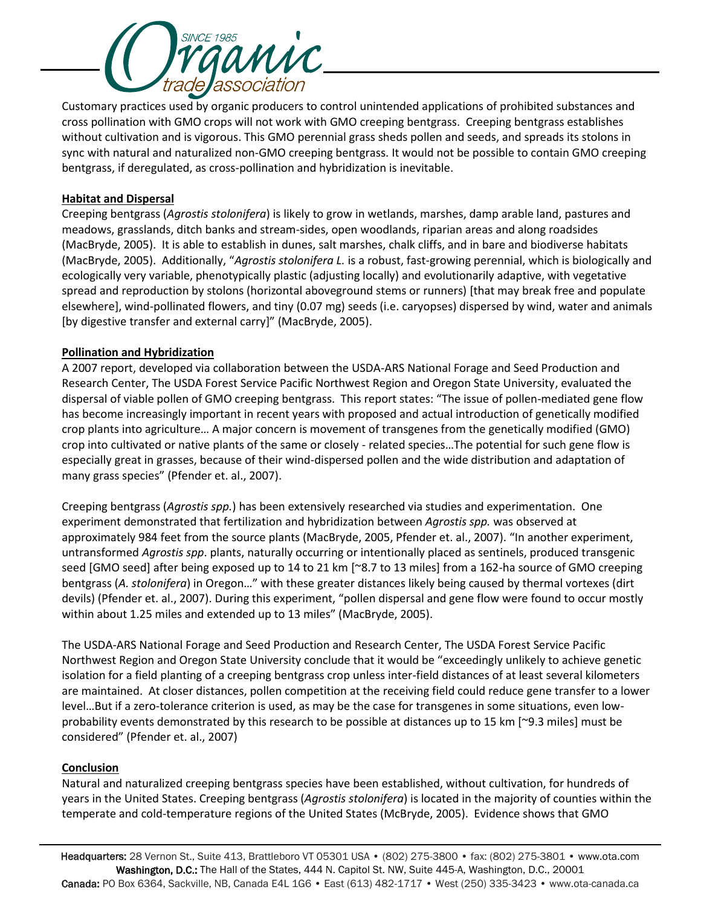Customary practices used by organic producers to control unintended applications of prohibited substances and cross pollination with GMO crops will not work with GMO creeping bentgrass. Creeping bentgrass establishes without cultivation and is vigorous. This GMO perennial grass sheds pollen and seeds, and spreads its stolons in sync with natural and naturalized non-GMO creeping bentgrass. It would not be possible to contain GMO creeping bentgrass, if deregulated, as cross-pollination and hybridization is inevitable.

**Habitat and Dispersal**

Creeping bentgrass (*Agrostis stolonifera*) is likely to grow in wetlands, marshes, damp arable land, pastures and meadows, grasslands, ditch banks and stream-sides, open woodlands, riparian areas and along roadsides (MacBryde, 2005). It is able to establish in dunes, salt marshes, chalk cliffs, and in bare and biodiverse habitats (MacBryde, 2005). Additionally, "*Agrostis stolonifera L.* is a robust, fast-growing perennial, which is biologically and ecologically very variable, phenotypically plastic (adjusting locally) and evolutionarily adaptive, with vegetative spread and reproduction by stolons (horizontal aboveground stems or runners) [that may break free and populate elsewhere], wind-pollinated flowers, and tiny (0.07 mg) seeds (i.e. caryopses) dispersed by wind, water and animals [by digestive transfer and external carry]" (MacBryde, 2005).

**Pollination and Hybridization**

A 2007 report, developed via collaboration between the USDA-ARS National Forage and Seed Production and Research Center, The USDA Forest Service Pacific Northwest Region and Oregon State University, evaluated the dispersal of viable pollen of GMO creeping bentgrass. This report states: "The issue of pollen-mediated gene flow has become increasingly important in recent years with proposed and actual introduction of genetically modified crop plants into agriculture… A major concern is movement of transgenes from the genetically modified (GMO) crop into cultivated or native plants of the same or closely - related species…The potential for such gene flow is especially great in grasses, because of their wind-dispersed pollen and the wide distribution and adaptation of many grass species" (Pfender et. al., 2007).

Creeping bentgrass (*Agrostis spp.*) has been extensively researched via studies and experimentation. One experiment demonstrated that fertilization and hybridization between *Agrostis spp.* was observed at approximately 984 feet from the source plants (MacBryde, 2005, Pfender et. al., 2007). "In another experiment, untransformed *Agrostis spp*. plants, naturally occurring or intentionally placed as sentinels, produced transgenic seed [GMO seed] after being exposed up to 14 to 21 km [~8.7 to 13 miles] from a 162-ha source of GMO creeping bentgrass (*A. stolonifera*) in Oregon…" with these greater distances likely being caused by thermal vortexes (dirt devils) (Pfender et. al., 2007). During this experiment, "pollen dispersal and gene flow were found to occur mostly within about 1.25 miles and extended up to 13 miles" (MacBryde, 2005).

The USDA-ARS National Forage and Seed Production and Research Center, The USDA Forest Service Pacific Northwest Region and Oregon State University conclude that it would be "exceedingly unlikely to achieve genetic isolation for a field planting of a creeping bentgrass crop unless inter-field distances of at least several kilometers are maintained. At closer distances, pollen competition at the receiving field could reduce gene transfer to a lower level…But if a zero-tolerance criterion is used, as may be the case for transgenes in some situations, even low-probability events demonstrated by this research to be possible at distances up to 15 km [~9.3 miles] must be considered" (Pfender et. al., 2007)

**Conclusion**

Natural and naturalized creeping bentgrass species have been established, without cultivation, for hundreds of years in the United States. Creeping bentgrass (*Agrostis stolonifera*) is located in the majority of counties within the temperate and cold-temperature regions of the United States (McBryde, 2005). Evidence shows that GMO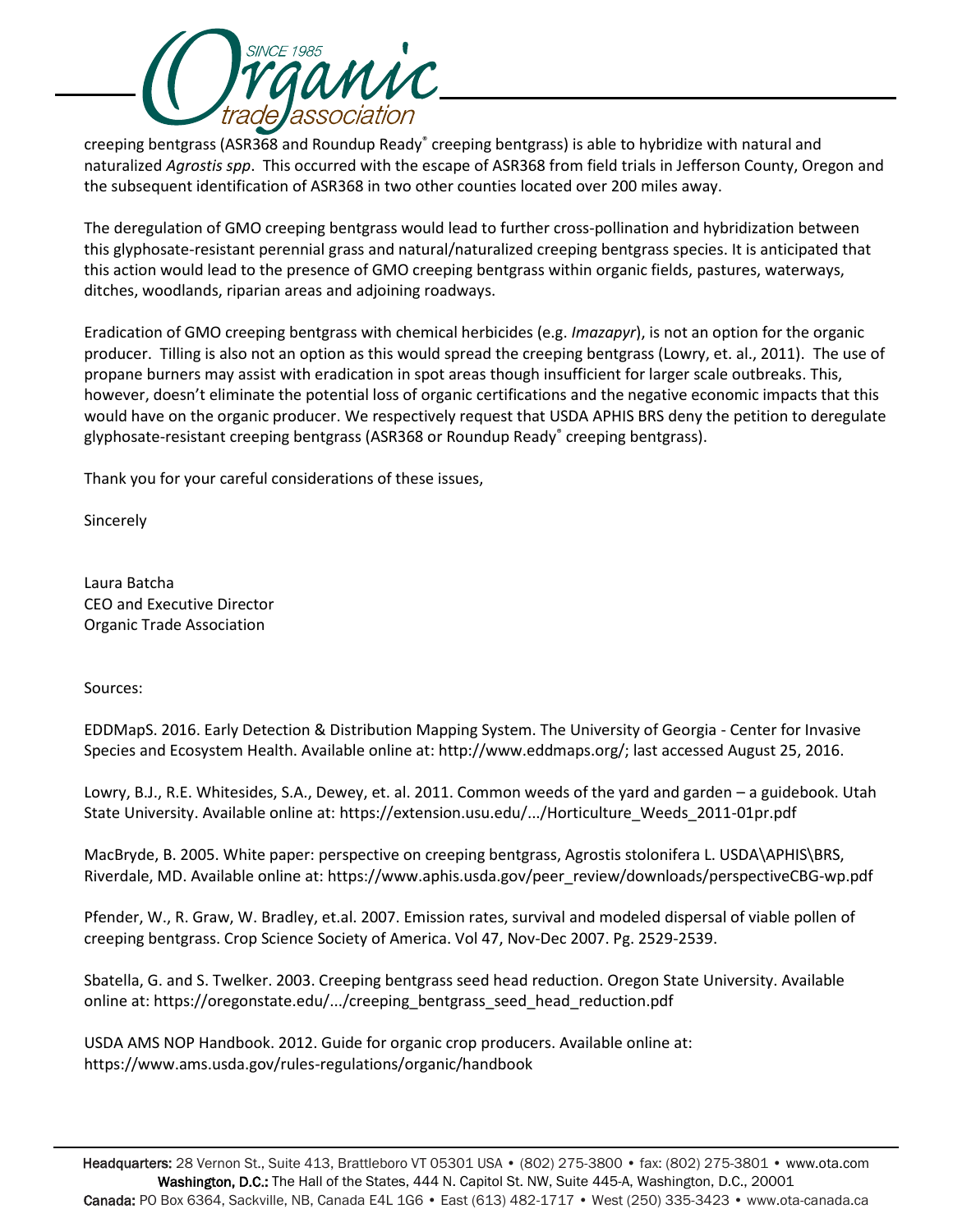creeping bentgrass (ASR368 and Roundup Ready® creeping bentgrass) is able to hybridize with natural and naturalized *Agrostis spp*. This occurred with the escape of ASR368 from field trials in Jefferson County, Oregon and the subsequent identification of ASR368 in two other counties located over 200 miles away.

The deregulation of GMO creeping bentgrass would lead to further cross-pollination and hybridization between this glyphosate-resistant perennial grass and natural/naturalized creeping bentgrass species. It is anticipated that this action would lead to the presence of GMO creeping bentgrass within organic fields, pastures, waterways, ditches, woodlands, riparian areas and adjoining roadways.

Eradication of GMO creeping bentgrass with chemical herbicides (e.g. *Imazapyr*), is not an option for the organic producer. Tilling is also not an option as this would spread the creeping bentgrass (Lowry, et. al., 2011). The use of propane burners may assist with eradication in spot areas though insufficient for larger scale outbreaks. This, however, doesn't eliminate the potential loss of organic certifications and the negative economic impacts that this would have on the organic producer. We respectively request that USDA APHIS BRS deny the petition to deregulate glyphosate-resistant creeping bentgrass (ASR368 or Roundup Ready® creeping bentgrass).

Thank you for your careful considerations of these issues,

Sincerely

Laura Batcha
CEO and Executive Director
Organic Trade Association

Sources:

EDDMapS. 2016. Early Detection & Distribution Mapping System. The University of Georgia - Center for Invasive Species and Ecosystem Health. Available online at: http://www.eddmaps.org/; last accessed August 25, 2016.

Lowry, B.J., R.E. Whitesides, S.A., Dewey, et. al. 2011. Common weeds of the yard and garden – a guidebook. Utah State University. Available online at: https://extension.usu.edu/.../Horticulture_Weeds_2011-01pr.pdf

MacBryde, B. 2005. White paper: perspective on creeping bentgrass, Agrostis stolonifera L. USDA\APHIS\BRS, Riverdale, MD. Available online at: https://www.aphis.usda.gov/peer_review/downloads/perspectiveCBG-wp.pdf

Pfender, W., R. Graw, W. Bradley, et.al. 2007. Emission rates, survival and modeled dispersal of viable pollen of creeping bentgrass. Crop Science Society of America. Vol 47, Nov-Dec 2007. Pg. 2529-2539.

Sbatella, G. and S. Twelker. 2003. Creeping bentgrass seed head reduction. Oregon State University. Available online at: https://oregonstate.edu/.../creeping_bentgrass_seed_head_reduction.pdf

USDA AMS NOP Handbook. 2012. Guide for organic crop producers. Available online at: https://www.ams.usda.gov/rules-regulations/organic/handbook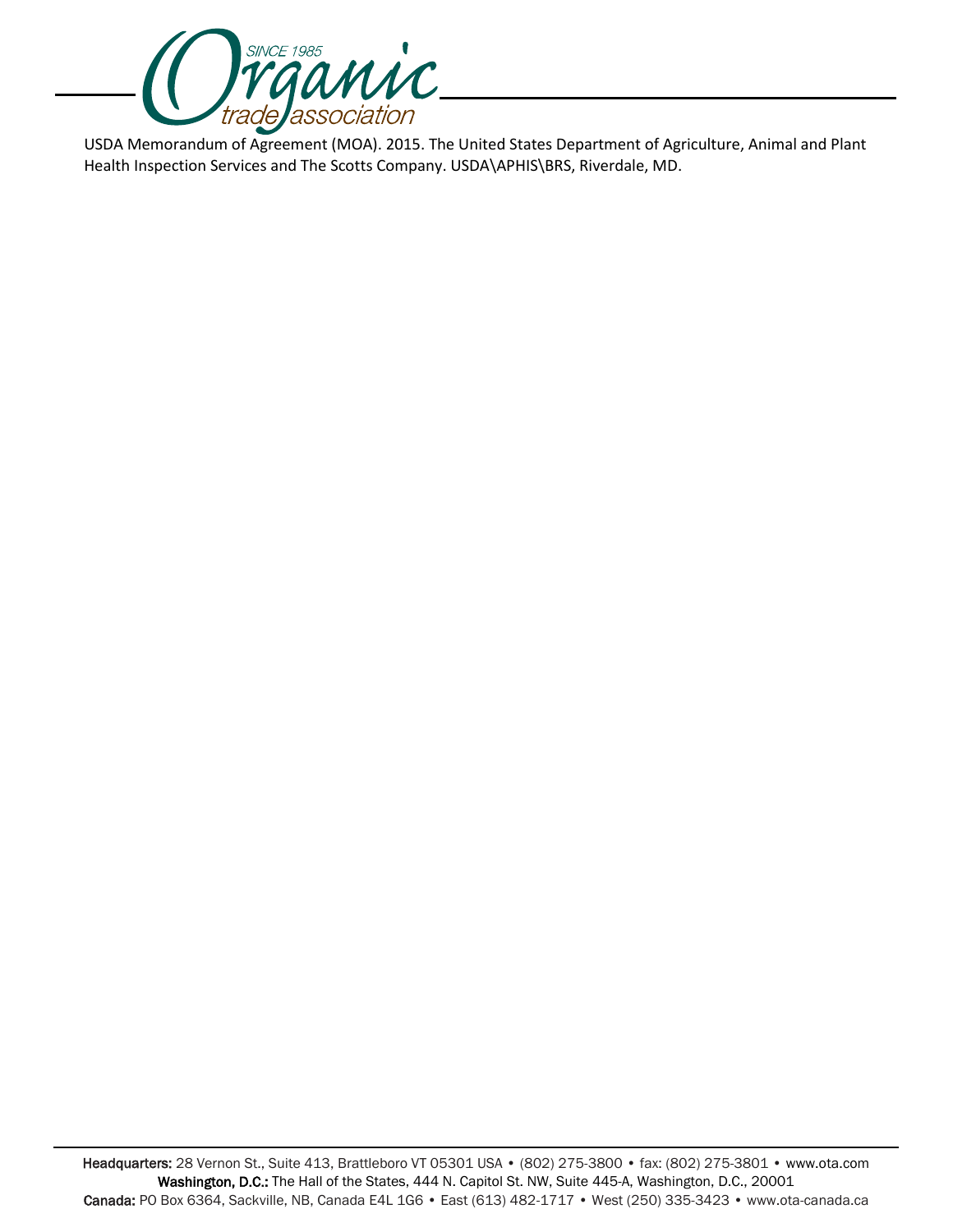USDA Memorandum of Agreement (MOA). 2015. The United States Department of Agriculture, Animal and Plant Health Inspection Services and The Scotts Company. USDA\APHIS\BRS, Riverdale, MD.